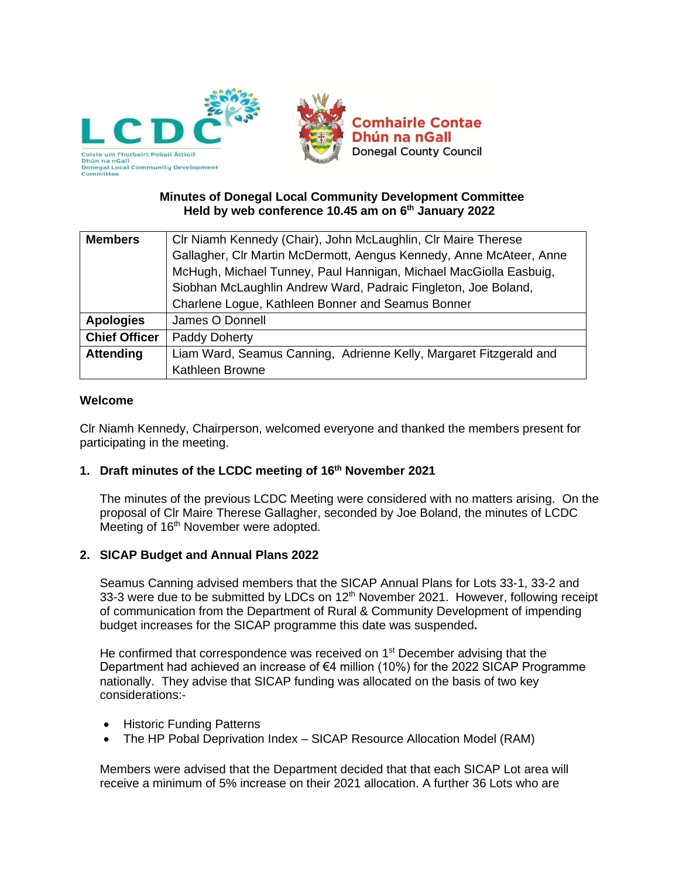**Minutes of Donegal Local Community Development Committee**
**Held by web conference 10.45 am on 6th January 2022**

| | |
|---|---|
| **Members** | Clr Niamh Kennedy (Chair), John McLaughlin, Clr Maire Therese Gallagher, Clr Martin McDermott, Aengus Kennedy, Anne McAteer, Anne McHugh, Michael Tunney, Paul Hannigan, Michael MacGiolla Easbuig, Siobhan McLaughlin Andrew Ward, Padraic Fingleton, Joe Boland, Charlene Logue, Kathleen Bonner and Seamus Bonner |
| **Apologies** | James O Donnell |
| **Chief Officer** | Paddy Doherty |
| **Attending** | Liam Ward, Seamus Canning, Adrienne Kelly, Margaret Fitzgerald and Kathleen Browne |

**Welcome**

Clr Niamh Kennedy, Chairperson, welcomed everyone and thanked the members present for participating in the meeting.

**1. Draft minutes of the LCDC meeting of 16th November 2021**

The minutes of the previous LCDC Meeting were considered with no matters arising. On the proposal of Clr Maire Therese Gallagher, seconded by Joe Boland, the minutes of LCDC Meeting of 16th November were adopted.

**2. SICAP Budget and Annual Plans 2022**

Seamus Canning advised members that the SICAP Annual Plans for Lots 33-1, 33-2 and 33-3 were due to be submitted by LDCs on 12th November 2021. However, following receipt of communication from the Department of Rural & Community Development of impending budget increases for the SICAP programme this date was suspended**.**

He confirmed that correspondence was received on 1st December advising that the Department had achieved an increase of €4 million (10%) for the 2022 SICAP Programme nationally. They advise that SICAP funding was allocated on the basis of two key considerations:-

- Historic Funding Patterns
- The HP Pobal Deprivation Index – SICAP Resource Allocation Model (RAM)

Members were advised that the Department decided that that each SICAP Lot area will receive a minimum of 5% increase on their 2021 allocation. A further 36 Lots who are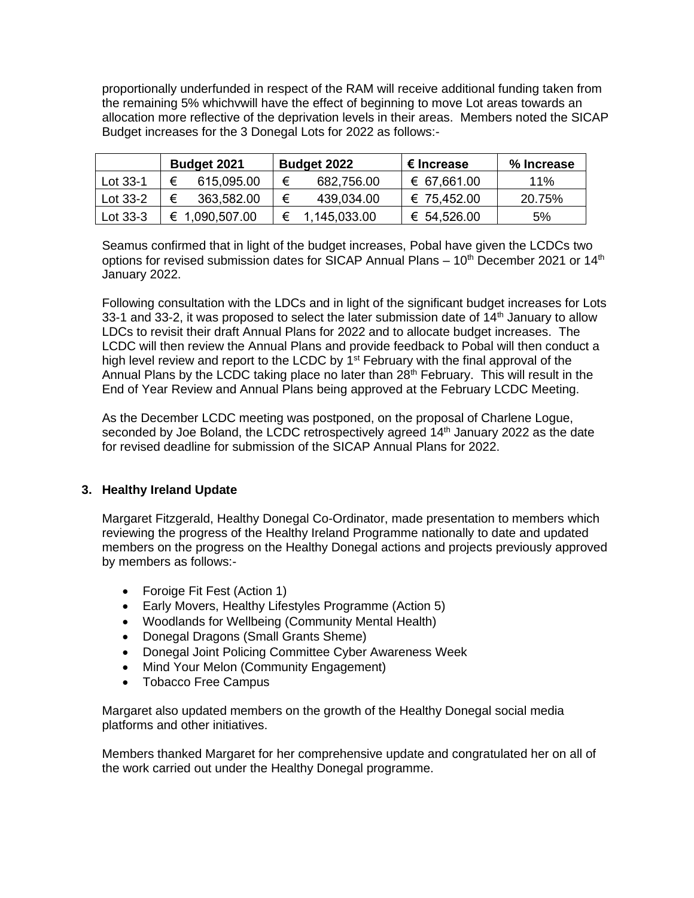proportionally underfunded in respect of the RAM will receive additional funding taken from the remaining 5% whichvwill have the effect of beginning to move Lot areas towards an allocation more reflective of the deprivation levels in their areas. Members noted the SICAP Budget increases for the 3 Donegal Lots for 2022 as follows:-

| | Budget 2021 | Budget 2022 | € Increase | % Increase |
|---|---|---|---|---|
| Lot 33-1 | € 615,095.00 | € 682,756.00 | € 67,661.00 | 11% |
| Lot 33-2 | € 363,582.00 | € 439,034.00 | € 75,452.00 | 20.75% |
| Lot 33-3 | € 1,090,507.00 | € 1,145,033.00 | € 54,526.00 | 5% |

Seamus confirmed that in light of the budget increases, Pobal have given the LCDCs two options for revised submission dates for SICAP Annual Plans – 10th December 2021 or 14th January 2022.

Following consultation with the LDCs and in light of the significant budget increases for Lots 33-1 and 33-2, it was proposed to select the later submission date of 14th January to allow LDCs to revisit their draft Annual Plans for 2022 and to allocate budget increases. The LCDC will then review the Annual Plans and provide feedback to Pobal will then conduct a high level review and report to the LCDC by 1st February with the final approval of the Annual Plans by the LCDC taking place no later than 28th February. This will result in the End of Year Review and Annual Plans being approved at the February LCDC Meeting.

As the December LCDC meeting was postponed, on the proposal of Charlene Logue, seconded by Joe Boland, the LCDC retrospectively agreed 14th January 2022 as the date for revised deadline for submission of the SICAP Annual Plans for 2022.

## 3. Healthy Ireland Update

Margaret Fitzgerald, Healthy Donegal Co-Ordinator, made presentation to members which reviewing the progress of the Healthy Ireland Programme nationally to date and updated members on the progress on the Healthy Donegal actions and projects previously approved by members as follows:-

- Foroige Fit Fest (Action 1)
- Early Movers, Healthy Lifestyles Programme (Action 5)
- Woodlands for Wellbeing (Community Mental Health)
- Donegal Dragons (Small Grants Sheme)
- Donegal Joint Policing Committee Cyber Awareness Week
- Mind Your Melon (Community Engagement)
- Tobacco Free Campus

Margaret also updated members on the growth of the Healthy Donegal social media platforms and other initiatives.

Members thanked Margaret for her comprehensive update and congratulated her on all of the work carried out under the Healthy Donegal programme.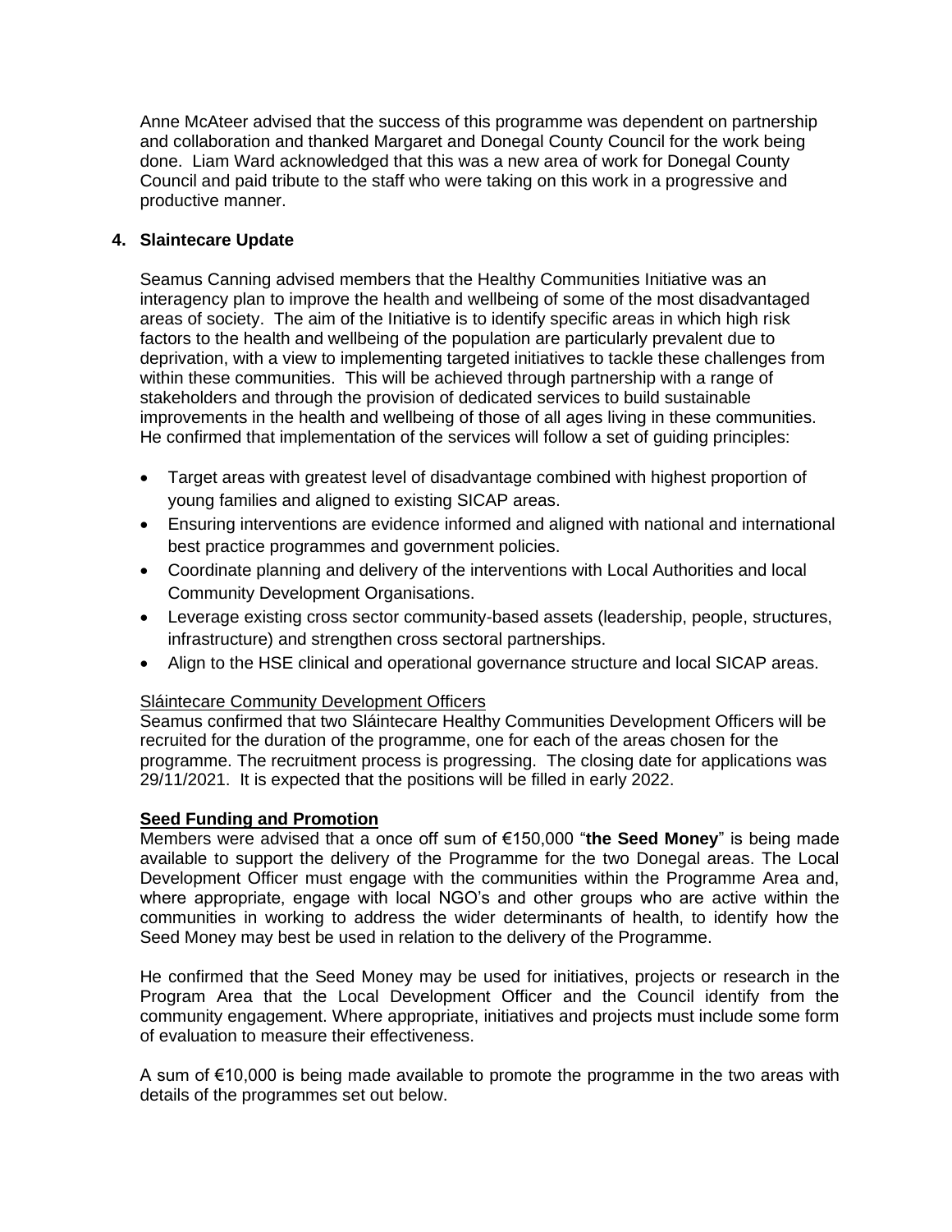Anne McAteer advised that the success of this programme was dependent on partnership and collaboration and thanked Margaret and Donegal County Council for the work being done. Liam Ward acknowledged that this was a new area of work for Donegal County Council and paid tribute to the staff who were taking on this work in a progressive and productive manner.

## 4. Slaintecare Update

Seamus Canning advised members that the Healthy Communities Initiative was an interagency plan to improve the health and wellbeing of some of the most disadvantaged areas of society. The aim of the Initiative is to identify specific areas in which high risk factors to the health and wellbeing of the population are particularly prevalent due to deprivation, with a view to implementing targeted initiatives to tackle these challenges from within these communities. This will be achieved through partnership with a range of stakeholders and through the provision of dedicated services to build sustainable improvements in the health and wellbeing of those of all ages living in these communities. He confirmed that implementation of the services will follow a set of guiding principles:

- Target areas with greatest level of disadvantage combined with highest proportion of young families and aligned to existing SICAP areas.
- Ensuring interventions are evidence informed and aligned with national and international best practice programmes and government policies.
- Coordinate planning and delivery of the interventions with Local Authorities and local Community Development Organisations.
- Leverage existing cross sector community-based assets (leadership, people, structures, infrastructure) and strengthen cross sectoral partnerships.
- Align to the HSE clinical and operational governance structure and local SICAP areas.

Sláintecare Community Development Officers

Seamus confirmed that two Sláintecare Healthy Communities Development Officers will be recruited for the duration of the programme, one for each of the areas chosen for the programme. The recruitment process is progressing. The closing date for applications was 29/11/2021. It is expected that the positions will be filled in early 2022.

**Seed Funding and Promotion**

Members were advised that a once off sum of €150,000 "**the Seed Money**" is being made available to support the delivery of the Programme for the two Donegal areas. The Local Development Officer must engage with the communities within the Programme Area and, where appropriate, engage with local NGO's and other groups who are active within the communities in working to address the wider determinants of health, to identify how the Seed Money may best be used in relation to the delivery of the Programme.

He confirmed that the Seed Money may be used for initiatives, projects or research in the Program Area that the Local Development Officer and the Council identify from the community engagement. Where appropriate, initiatives and projects must include some form of evaluation to measure their effectiveness.

A sum of €10,000 is being made available to promote the programme in the two areas with details of the programmes set out below.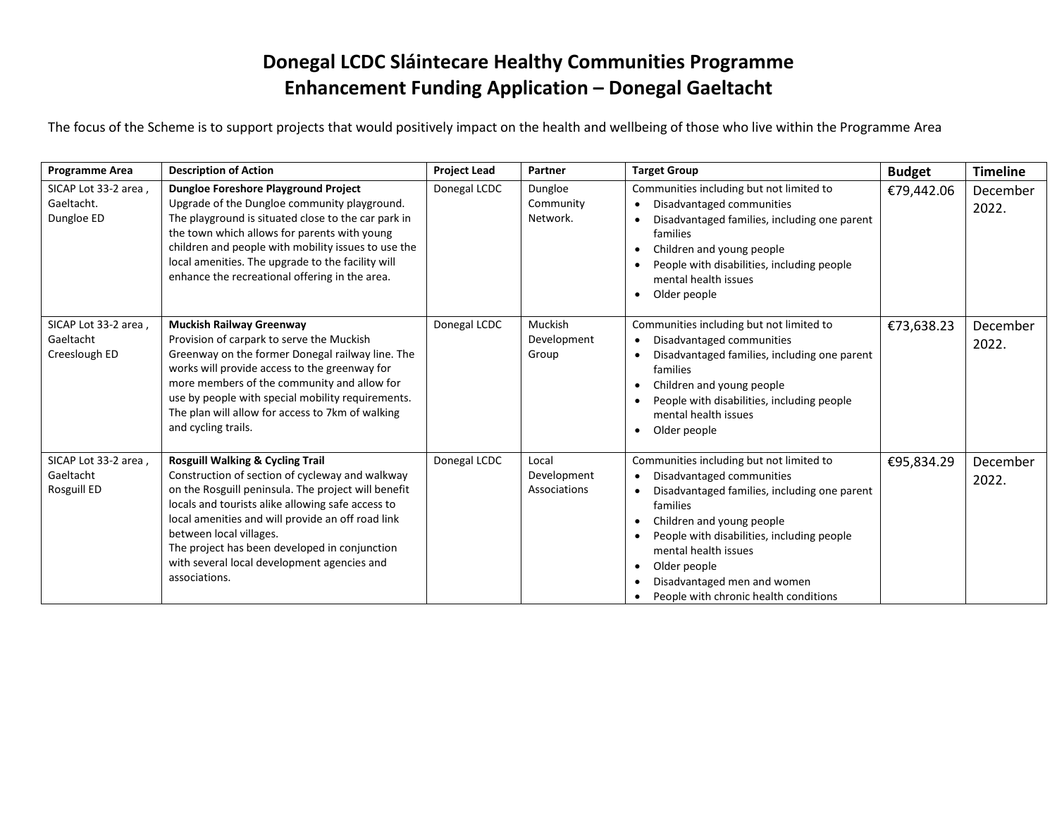# Donegal LCDC Sláintecare Healthy Communities Programme
# Enhancement Funding Application – Donegal Gaeltacht

The focus of the Scheme is to support projects that would positively impact on the health and wellbeing of those who live within the Programme Area

| Programme Area | Description of Action | Project Lead | Partner | Target Group | Budget | Timeline |
|---|---|---|---|---|---|---|
| SICAP Lot 33-2 area , Gaeltacht. Dungloe ED | **Dungloe Foreshore Playground Project** Upgrade of the Dungloe community playground. The playground is situated close to the car park in the town which allows for parents with young children and people with mobility issues to use the local amenities. The upgrade to the facility will enhance the recreational offering in the area. | Donegal LCDC | Dungloe Community Network. | Communities including but not limited to <br>• Disadvantaged communities <br>• Disadvantaged families, including one parent families <br>• Children and young people <br>• People with disabilities, including people mental health issues <br>• Older people | €79,442.06 | December 2022. |
| SICAP Lot 33-2 area , Gaeltacht Creeslough ED | **Muckish Railway Greenway** Provision of carpark to serve the Muckish Greenway on the former Donegal railway line. The works will provide access to the greenway for more members of the community and allow for use by people with special mobility requirements. The plan will allow for access to 7km of walking and cycling trails. | Donegal LCDC | Muckish Development Group | Communities including but not limited to <br>• Disadvantaged communities <br>• Disadvantaged families, including one parent families <br>• Children and young people <br>• People with disabilities, including people mental health issues <br>• Older people | €73,638.23 | December 2022. |
| SICAP Lot 33-2 area , Gaeltacht Rosguill ED | **Rosguill Walking & Cycling Trail** Construction of section of cycleway and walkway on the Rosguill peninsula. The project will benefit locals and tourists alike allowing safe access to local amenities and will provide an off road link between local villages. The project has been developed in conjunction with several local development agencies and associations. | Donegal LCDC | Local Development Associations | Communities including but not limited to <br>• Disadvantaged communities <br>• Disadvantaged families, including one parent families <br>• Children and young people <br>• People with disabilities, including people mental health issues <br>• Older people <br>• Disadvantaged men and women <br>• People with chronic health conditions | €95,834.29 | December 2022. |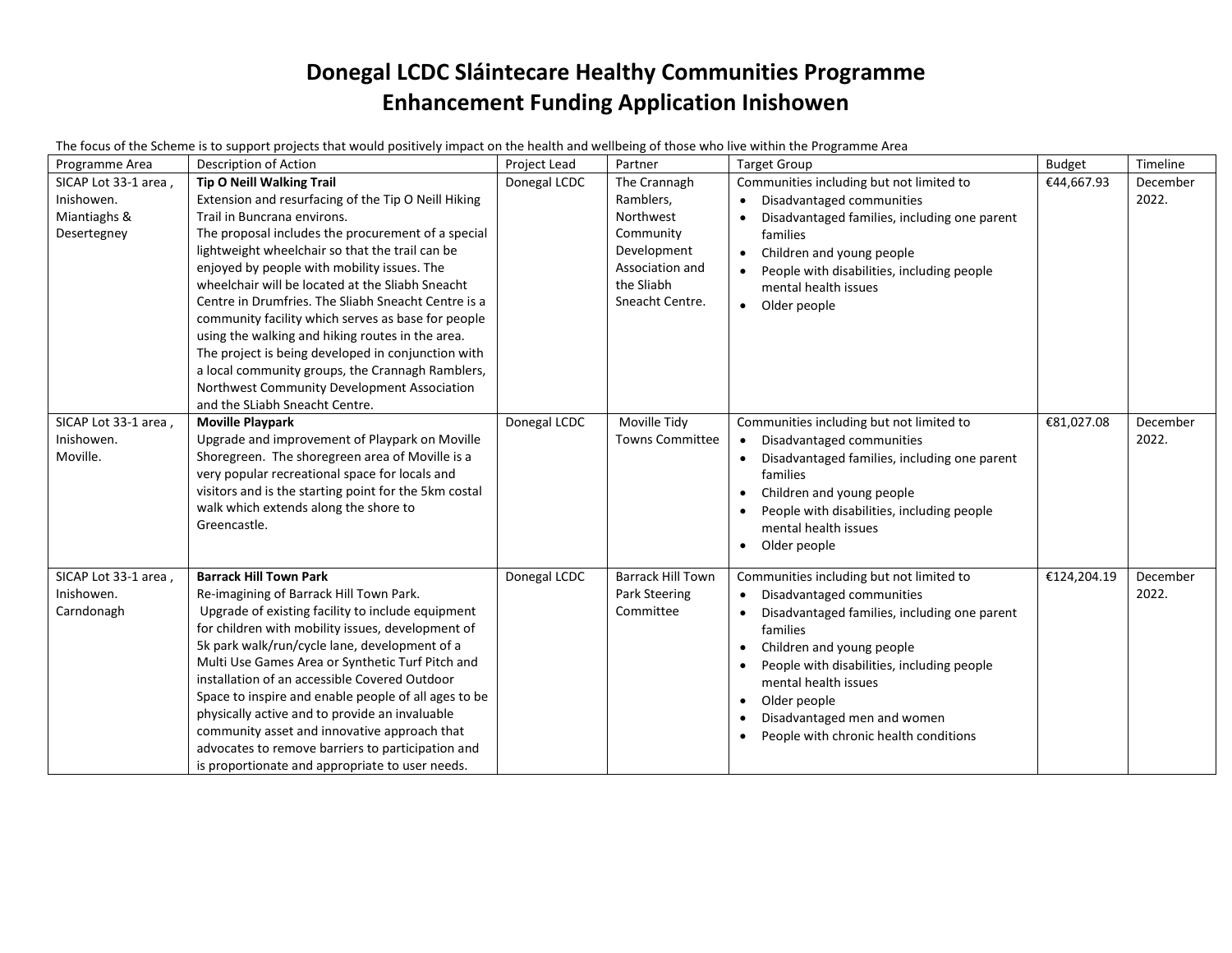# Donegal LCDC Sláintecare Healthy Communities Programme
# Enhancement Funding Application Inishowen

The focus of the Scheme is to support projects that would positively impact on the health and wellbeing of those who live within the Programme Area

| Programme Area | Description of Action | Project Lead | Partner | Target Group | Budget | Timeline |
|---|---|---|---|---|---|---|
| SICAP Lot 33-1 area , Inishowen. Miantiaghs & Desertegney | **Tip O Neill Walking Trail**<br>Extension and resurfacing of the Tip O Neill Hiking Trail in Buncrana environs.<br>The proposal includes the procurement of a special lightweight wheelchair so that the trail can be enjoyed by people with mobility issues. The wheelchair will be located at the Sliabh Sneacht Centre in Drumfries. The Sliabh Sneacht Centre is a community facility which serves as base for people using the walking and hiking routes in the area. The project is being developed in conjunction with a local community groups, the Crannagh Ramblers, Northwest Community Development Association and the SLiabh Sneacht Centre. | Donegal LCDC | The Crannagh Ramblers, Northwest Community Development Association and the Sliabh Sneacht Centre. | Communities including but not limited to<br>• Disadvantaged communities<br>• Disadvantaged families, including one parent families<br>• Children and young people<br>• People with disabilities, including people mental health issues<br>• Older people | €44,667.93 | December 2022. |
| SICAP Lot 33-1 area , Inishowen. Moville. | **Moville Playpark**<br>Upgrade and improvement of Playpark on Moville Shoregreen. The shoregreen area of Moville is a very popular recreational space for locals and visitors and is the starting point for the 5km costal walk which extends along the shore to Greencastle. | Donegal LCDC | Moville Tidy Towns Committee | Communities including but not limited to<br>• Disadvantaged communities<br>• Disadvantaged families, including one parent families<br>• Children and young people<br>• People with disabilities, including people mental health issues<br>• Older people | €81,027.08 | December 2022. |
| SICAP Lot 33-1 area , Inishowen. Carndonagh | **Barrack Hill Town Park**<br>Re-imagining of Barrack Hill Town Park.<br>Upgrade of existing facility to include equipment for children with mobility issues, development of 5k park walk/run/cycle lane, development of a Multi Use Games Area or Synthetic Turf Pitch and installation of an accessible Covered Outdoor Space to inspire and enable people of all ages to be physically active and to provide an invaluable community asset and innovative approach that advocates to remove barriers to participation and is proportionate and appropriate to user needs. | Donegal LCDC | Barrack Hill Town Park Steering Committee | Communities including but not limited to<br>• Disadvantaged communities<br>• Disadvantaged families, including one parent families<br>• Children and young people<br>• People with disabilities, including people mental health issues<br>• Older people<br>• Disadvantaged men and women<br>• People with chronic health conditions | €124,204.19 | December 2022. |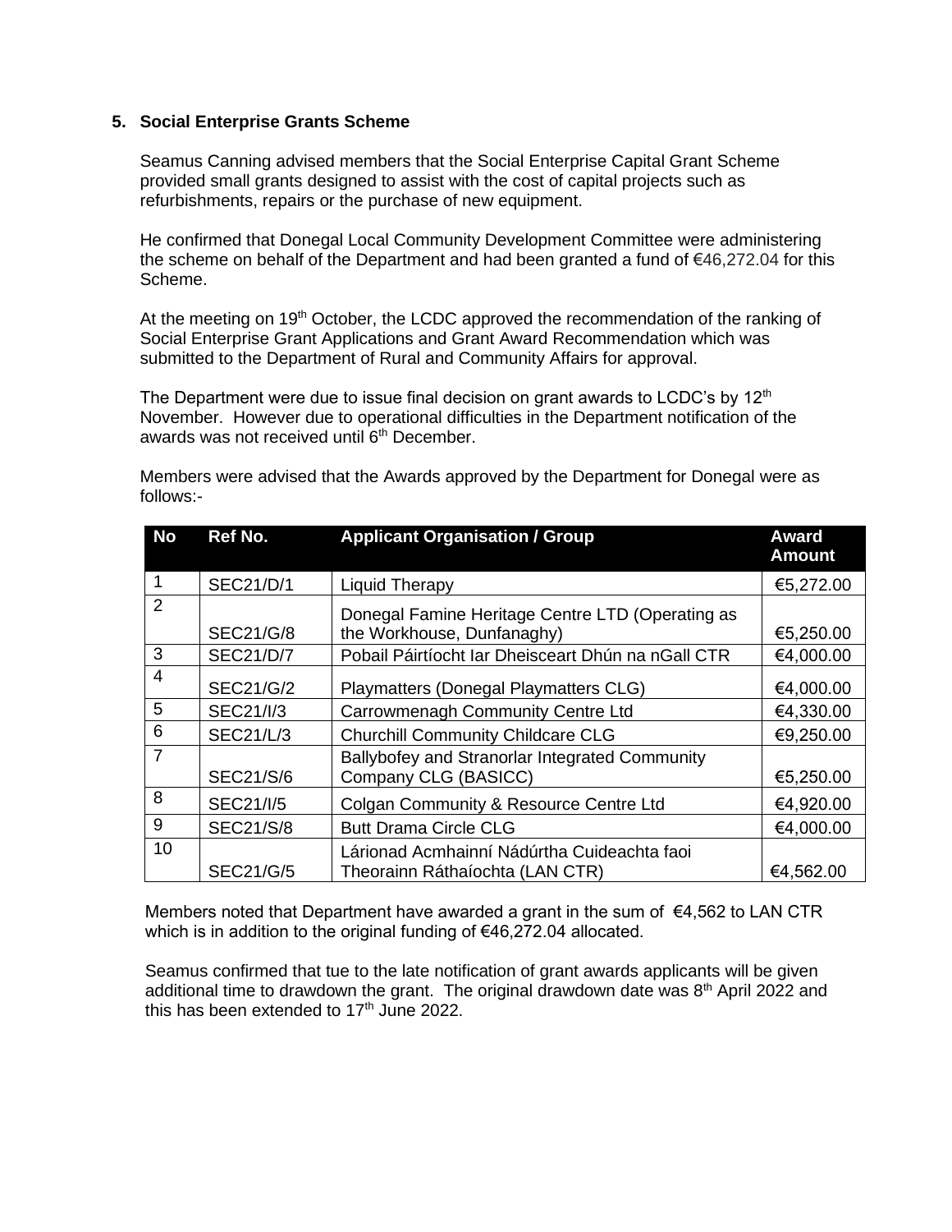**5. Social Enterprise Grants Scheme**

Seamus Canning advised members that the Social Enterprise Capital Grant Scheme provided small grants designed to assist with the cost of capital projects such as refurbishments, repairs or the purchase of new equipment.

He confirmed that Donegal Local Community Development Committee were administering the scheme on behalf of the Department and had been granted a fund of €46,272.04 for this Scheme.

At the meeting on 19th October, the LCDC approved the recommendation of the ranking of Social Enterprise Grant Applications and Grant Award Recommendation which was submitted to the Department of Rural and Community Affairs for approval.

The Department were due to issue final decision on grant awards to LCDC's by 12th November. However due to operational difficulties in the Department notification of the awards was not received until 6th December.

Members were advised that the Awards approved by the Department for Donegal were as follows:-

| No | Ref No. | Applicant Organisation / Group | Award Amount |
|---|---|---|---|
| 1 | SEC21/D/1 | Liquid Therapy | €5,272.00 |
| 2 | SEC21/G/8 | Donegal Famine Heritage Centre LTD (Operating as the Workhouse, Dunfanaghy) | €5,250.00 |
| 3 | SEC21/D/7 | Pobail Páirtíocht Iar Dheisceart Dhún na nGall CTR | €4,000.00 |
| 4 | SEC21/G/2 | Playmatters (Donegal Playmatters CLG) | €4,000.00 |
| 5 | SEC21/I/3 | Carrowmenagh Community Centre Ltd | €4,330.00 |
| 6 | SEC21/L/3 | Churchill Community Childcare CLG | €9,250.00 |
| 7 | SEC21/S/6 | Ballybofey and Stranorlar Integrated Community Company CLG (BASICC) | €5,250.00 |
| 8 | SEC21/I/5 | Colgan Community & Resource Centre Ltd | €4,920.00 |
| 9 | SEC21/S/8 | Butt Drama Circle CLG | €4,000.00 |
| 10 | SEC21/G/5 | Lárionad Acmhainní Nádúrtha Cuideachta faoi Theorainn Ráthaíochta (LAN CTR) | €4,562.00 |

Members noted that Department have awarded a grant in the sum of €4,562 to LAN CTR which is in addition to the original funding of €46,272.04 allocated.

Seamus confirmed that tue to the late notification of grant awards applicants will be given additional time to drawdown the grant. The original drawdown date was 8th April 2022 and this has been extended to 17th June 2022.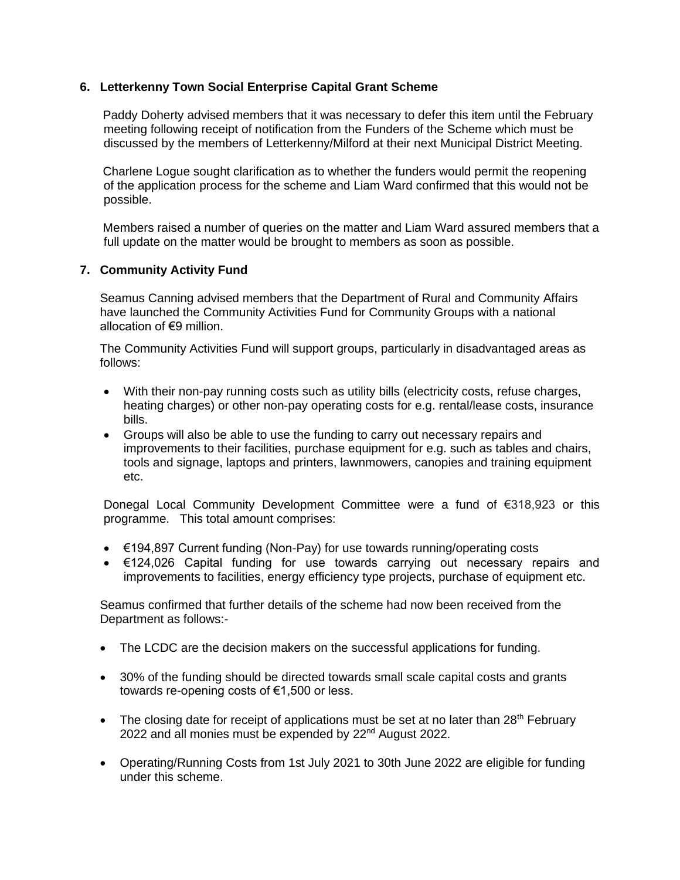## 6. Letterkenny Town Social Enterprise Capital Grant Scheme

Paddy Doherty advised members that it was necessary to defer this item until the February meeting following receipt of notification from the Funders of the Scheme which must be discussed by the members of Letterkenny/Milford at their next Municipal District Meeting.

Charlene Logue sought clarification as to whether the funders would permit the reopening of the application process for the scheme and Liam Ward confirmed that this would not be possible.

Members raised a number of queries on the matter and Liam Ward assured members that a full update on the matter would be brought to members as soon as possible.

## 7. Community Activity Fund

Seamus Canning advised members that the Department of Rural and Community Affairs have launched the Community Activities Fund for Community Groups with a national allocation of €9 million.

The Community Activities Fund will support groups, particularly in disadvantaged areas as follows:

- With their non-pay running costs such as utility bills (electricity costs, refuse charges, heating charges) or other non-pay operating costs for e.g. rental/lease costs, insurance bills.
- Groups will also be able to use the funding to carry out necessary repairs and improvements to their facilities, purchase equipment for e.g. such as tables and chairs, tools and signage, laptops and printers, lawnmowers, canopies and training equipment etc.

Donegal Local Community Development Committee were a fund of €318,923 or this programme. This total amount comprises:

- €194,897 Current funding (Non-Pay) for use towards running/operating costs
- €124,026 Capital funding for use towards carrying out necessary repairs and improvements to facilities, energy efficiency type projects, purchase of equipment etc.

Seamus confirmed that further details of the scheme had now been received from the Department as follows:-

- The LCDC are the decision makers on the successful applications for funding.
- 30% of the funding should be directed towards small scale capital costs and grants towards re-opening costs of €1,500 or less.
- The closing date for receipt of applications must be set at no later than 28th February 2022 and all monies must be expended by 22nd August 2022.
- Operating/Running Costs from 1st July 2021 to 30th June 2022 are eligible for funding under this scheme.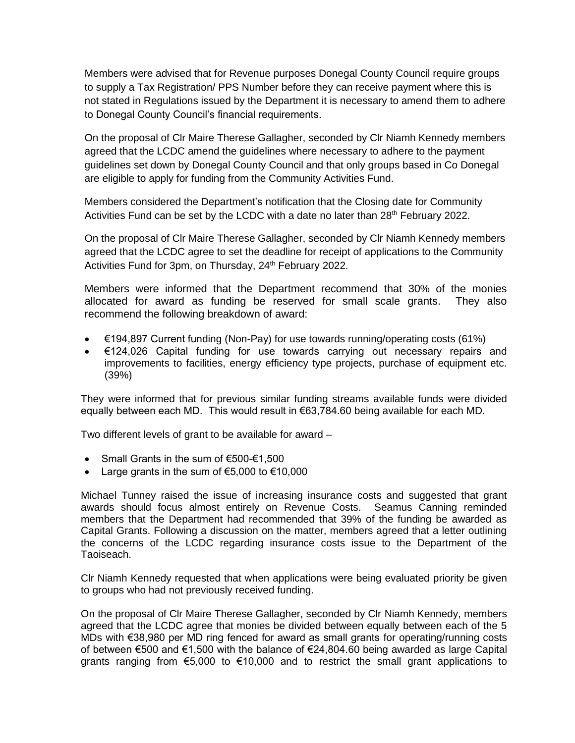Members were advised that for Revenue purposes Donegal County Council require groups to supply a Tax Registration/ PPS Number before they can receive payment where this is not stated in Regulations issued by the Department it is necessary to amend them to adhere to Donegal County Council's financial requirements.

On the proposal of Clr Maire Therese Gallagher, seconded by Clr Niamh Kennedy members agreed that the LCDC amend the guidelines where necessary to adhere to the payment guidelines set down by Donegal County Council and that only groups based in Co Donegal are eligible to apply for funding from the Community Activities Fund.

Members considered the Department's notification that the Closing date for Community Activities Fund can be set by the LCDC with a date no later than 28th February 2022.

On the proposal of Clr Maire Therese Gallagher, seconded by Clr Niamh Kennedy members agreed that the LCDC agree to set the deadline for receipt of applications to the Community Activities Fund for 3pm, on Thursday, 24th February 2022.

Members were informed that the Department recommend that 30% of the monies allocated for award as funding be reserved for small scale grants. They also recommend the following breakdown of award:

- €194,897 Current funding (Non-Pay) for use towards running/operating costs (61%)
- €124,026 Capital funding for use towards carrying out necessary repairs and improvements to facilities, energy efficiency type projects, purchase of equipment etc. (39%)

They were informed that for previous similar funding streams available funds were divided equally between each MD. This would result in €63,784.60 being available for each MD.

Two different levels of grant to be available for award –

- Small Grants in the sum of €500-€1,500
- Large grants in the sum of €5,000 to €10,000

Michael Tunney raised the issue of increasing insurance costs and suggested that grant awards should focus almost entirely on Revenue Costs. Seamus Canning reminded members that the Department had recommended that 39% of the funding be awarded as Capital Grants. Following a discussion on the matter, members agreed that a letter outlining the concerns of the LCDC regarding insurance costs issue to the Department of the Taoiseach.

Clr Niamh Kennedy requested that when applications were being evaluated priority be given to groups who had not previously received funding.

On the proposal of Clr Maire Therese Gallagher, seconded by Clr Niamh Kennedy, members agreed that the LCDC agree that monies be divided between equally between each of the 5 MDs with €38,980 per MD ring fenced for award as small grants for operating/running costs of between €500 and €1,500 with the balance of €24,804.60 being awarded as large Capital grants ranging from €5,000 to €10,000 and to restrict the small grant applications to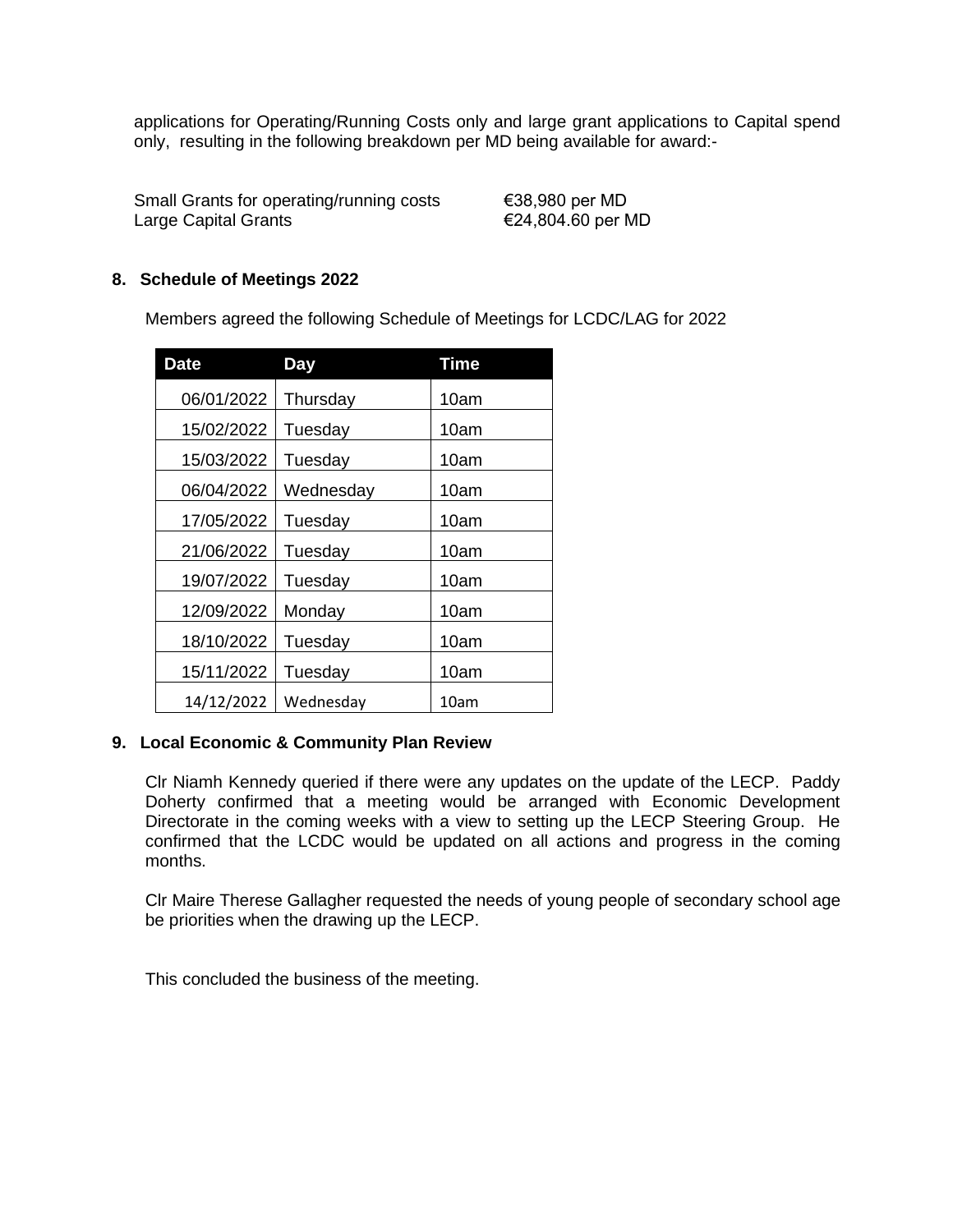applications for Operating/Running Costs only and large grant applications to Capital spend only, resulting in the following breakdown per MD being available for award:-

| | |
|---|---|
| Small Grants for operating/running costs | €38,980 per MD |
| Large Capital Grants | €24,804.60 per MD |

**8. Schedule of Meetings 2022**

Members agreed the following Schedule of Meetings for LCDC/LAG for 2022

| Date | Day | Time |
|---|---|---|
| 06/01/2022 | Thursday | 10am |
| 15/02/2022 | Tuesday | 10am |
| 15/03/2022 | Tuesday | 10am |
| 06/04/2022 | Wednesday | 10am |
| 17/05/2022 | Tuesday | 10am |
| 21/06/2022 | Tuesday | 10am |
| 19/07/2022 | Tuesday | 10am |
| 12/09/2022 | Monday | 10am |
| 18/10/2022 | Tuesday | 10am |
| 15/11/2022 | Tuesday | 10am |
| 14/12/2022 | Wednesday | 10am |

**9. Local Economic & Community Plan Review**

Clr Niamh Kennedy queried if there were any updates on the update of the LECP. Paddy Doherty confirmed that a meeting would be arranged with Economic Development Directorate in the coming weeks with a view to setting up the LECP Steering Group. He confirmed that the LCDC would be updated on all actions and progress in the coming months.

Clr Maire Therese Gallagher requested the needs of young people of secondary school age be priorities when the drawing up the LECP.

This concluded the business of the meeting.